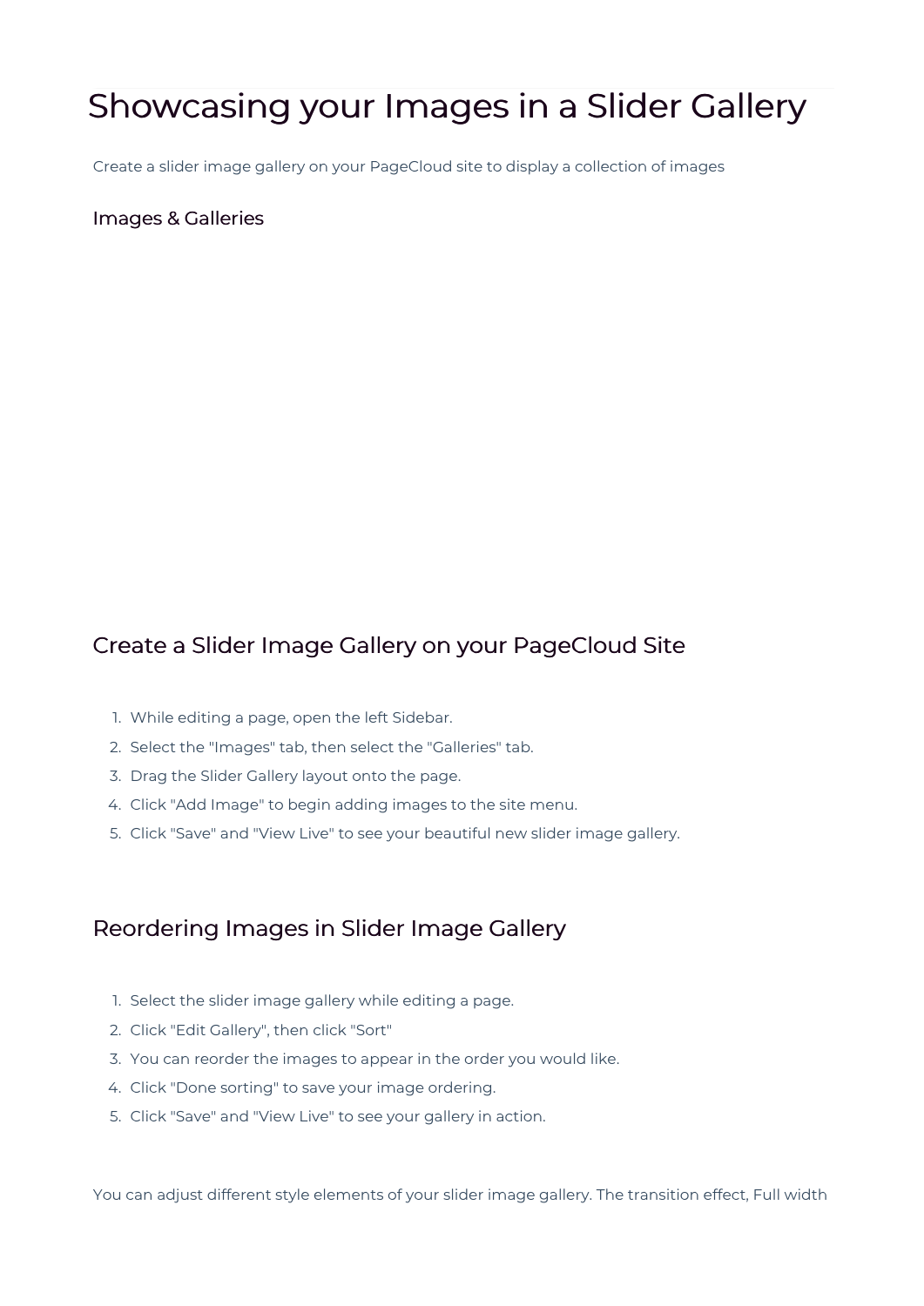# Showcasing your Images in a Slider Gallery

Create a slider image gallery on your PageCloud site to display a collection of images

### Images & Galleries

## Create a Slider Image Gallery on your PageCloud Site

1. While editing a page, open the left Sidebar.
2. Select the "Images" tab, then select the "Galleries" tab.
3. Drag the Slider Gallery layout onto the page.
4. Click "Add Image" to begin adding images to the site menu.
5. Click "Save" and "View Live" to see your beautiful new slider image gallery.

## Reordering Images in Slider Image Gallery

1. Select the slider image gallery while editing a page.
2. Click "Edit Gallery", then click "Sort"
3. You can reorder the images to appear in the order you would like.
4. Click "Done sorting" to save your image ordering.
5. Click "Save" and "View Live" to see your gallery in action.

You can adjust different style elements of your slider image gallery. The transition effect, Full width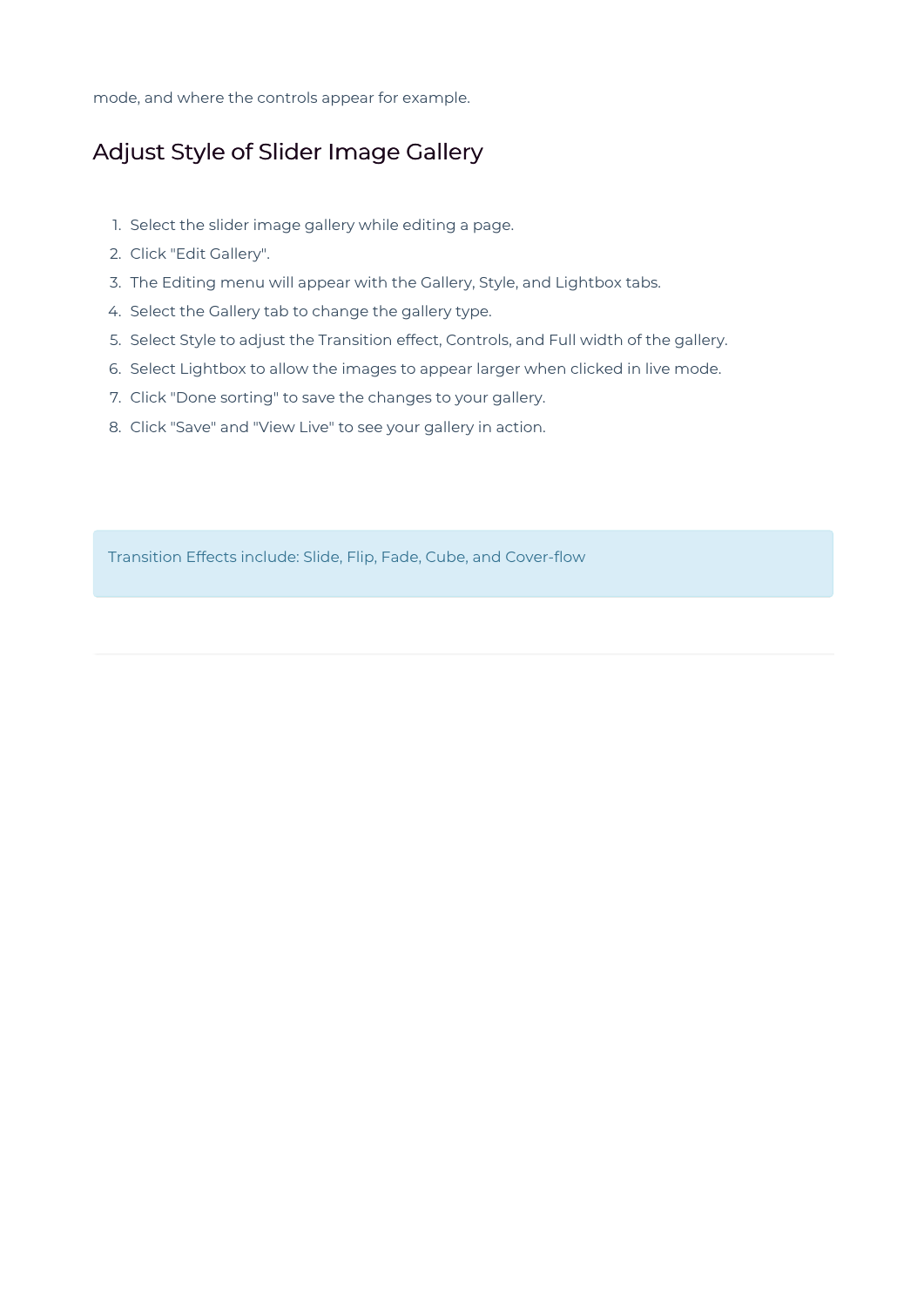mode, and where the controls appear for example.

## Adjust Style of Slider Image Gallery

1. Select the slider image gallery while editing a page.
2. Click "Edit Gallery".
3. The Editing menu will appear with the Gallery, Style, and Lightbox tabs.
4. Select the Gallery tab to change the gallery type.
5. Select Style to adjust the Transition effect, Controls, and Full width of the gallery.
6. Select Lightbox to allow the images to appear larger when clicked in live mode.
7. Click "Done sorting" to save the changes to your gallery.
8. Click "Save" and "View Live" to see your gallery in action.

> Transition Effects include: Slide, Flip, Fade, Cube, and Cover-flow

---